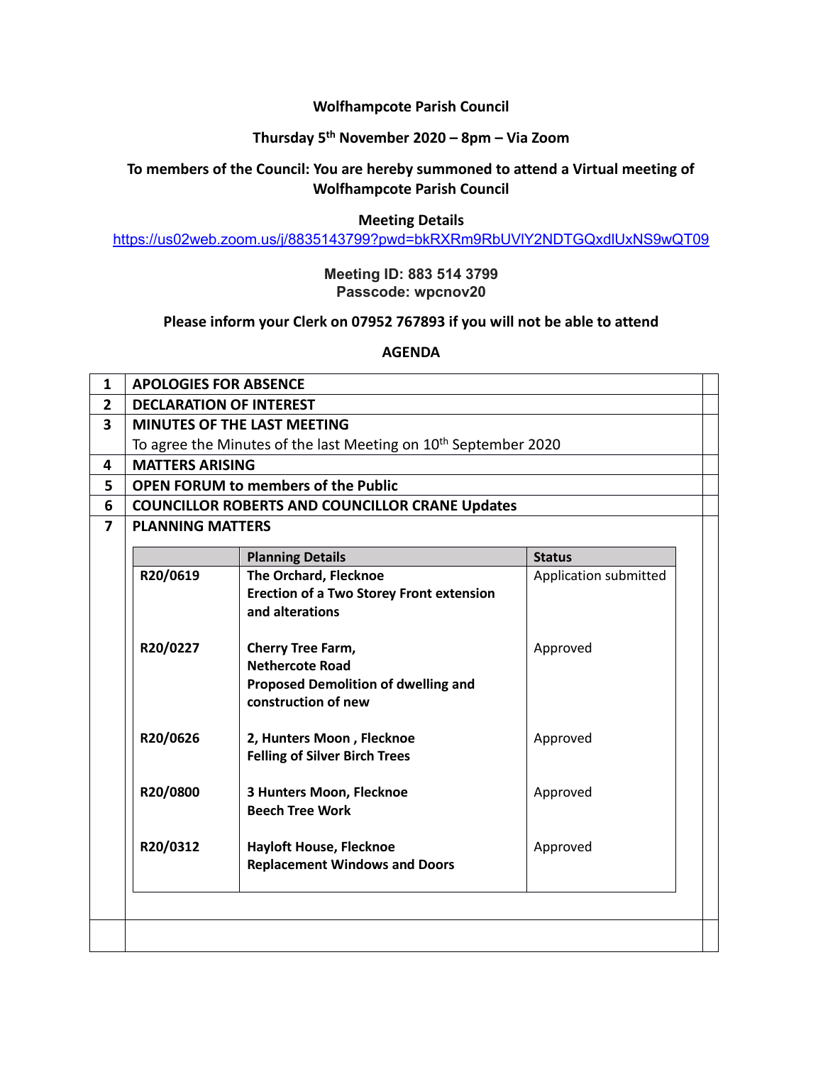**Wolfhampcote Parish Council**

**Thursday 5th November 2020 – 8pm – Via Zoom**

**To members of the Council: You are hereby summoned to attend a Virtual meeting of Wolfhampcote Parish Council**

**Meeting Details**

https://us02web.zoom.us/j/8835143799?pwd=bkRXRm9RbUVlY2NDTGQxdlUxNS9wQT09

**Meeting ID: 883 514 3799**
**Passcode: wpcnov20**

**Please inform your Clerk on 07952 767893 if you will not be able to attend**

**AGENDA**

| | | |
|---|---|---|
| 1 | **APOLOGIES FOR ABSENCE** | |
| 2 | **DECLARATION OF INTEREST** | |
| 3 | **MINUTES OF THE LAST MEETING**<br>To agree the Minutes of the last Meeting on 10th September 2020 | |
| 4 | **MATTERS ARISING** | |
| 5 | **OPEN FORUM to members of the Public** | |
| 6 | **COUNCILLOR ROBERTS AND COUNCILLOR CRANE Updates** | |
| 7 | **PLANNING MATTERS** | |

| | Planning Details | Status |
|---|---|---|
| R20/0619 | **The Orchard, Flecknoe**<br>**Erection of a Two Storey Front extension and alterations** | Application submitted |
| R20/0227 | **Cherry Tree Farm,**<br>**Nethercote Road**<br>**Proposed Demolition of dwelling and construction of new** | Approved |
| R20/0626 | **2, Hunters Moon , Flecknoe**<br>**Felling of Silver Birch Trees** | Approved |
| R20/0800 | **3 Hunters Moon, Flecknoe**<br>**Beech Tree Work** | Approved |
| R20/0312 | **Hayloft House, Flecknoe**<br>**Replacement Windows and Doors** | Approved |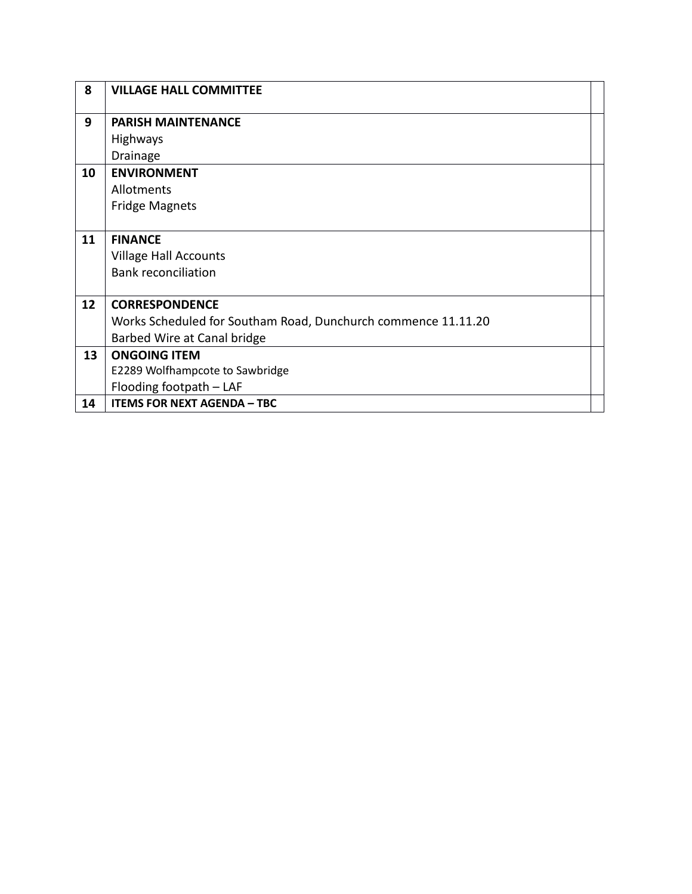| | | |
|---|---|---|
| **8** | **VILLAGE HALL COMMITTEE** | |
| **9** | **PARISH MAINTENANCE**<br>Highways<br>Drainage | |
| **10** | **ENVIRONMENT**<br>Allotments<br>Fridge Magnets | |
| **11** | **FINANCE**<br>Village Hall Accounts<br>Bank reconciliation | |
| **12** | **CORRESPONDENCE**<br>Works Scheduled for Southam Road, Dunchurch commence 11.11.20<br>Barbed Wire at Canal bridge | |
| **13** | **ONGOING ITEM**<br>E2289 Wolfhampcote to Sawbridge<br>Flooding footpath – LAF | |
| **14** | **ITEMS FOR NEXT AGENDA – TBC** | |